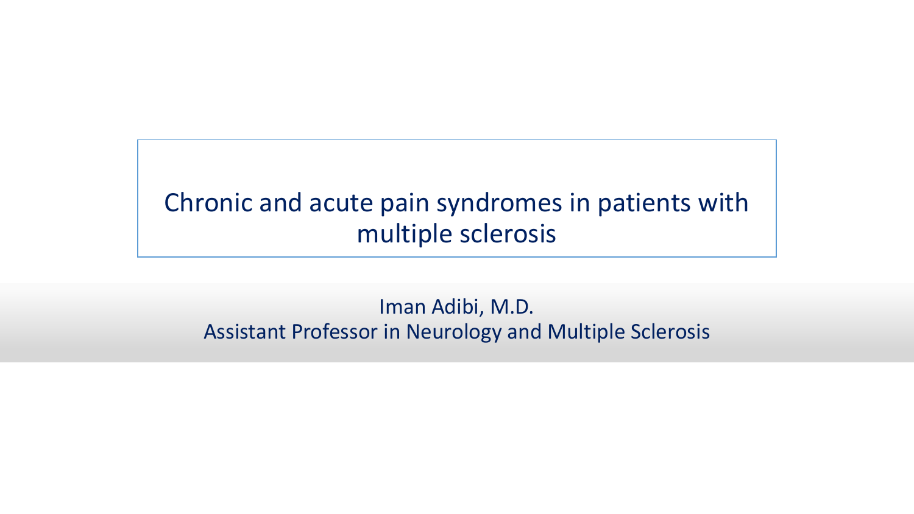# Chronic and acute pain syndromes in patients with multiple sclerosis

Iman Adibi, M.D.
Assistant Professor in Neurology and Multiple Sclerosis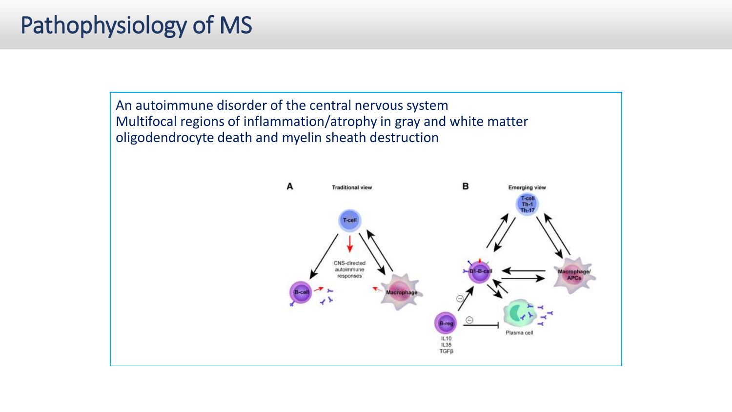# Pathophysiology of MS

An autoimmune disorder of the central nervous system
Multifocal regions of inflammation/atrophy in gray and white matter
oligodendrocyte death and myelin sheath destruction

A Traditional view

T-cell

CNS-directed autoimmune responses

B-cell

Macrophage

B Emerging view

T-cell Th-1 Th-17

B1-B-cell

Macrophage/ APCs

B-reg

IL10 IL35 TGFβ

Plasma cell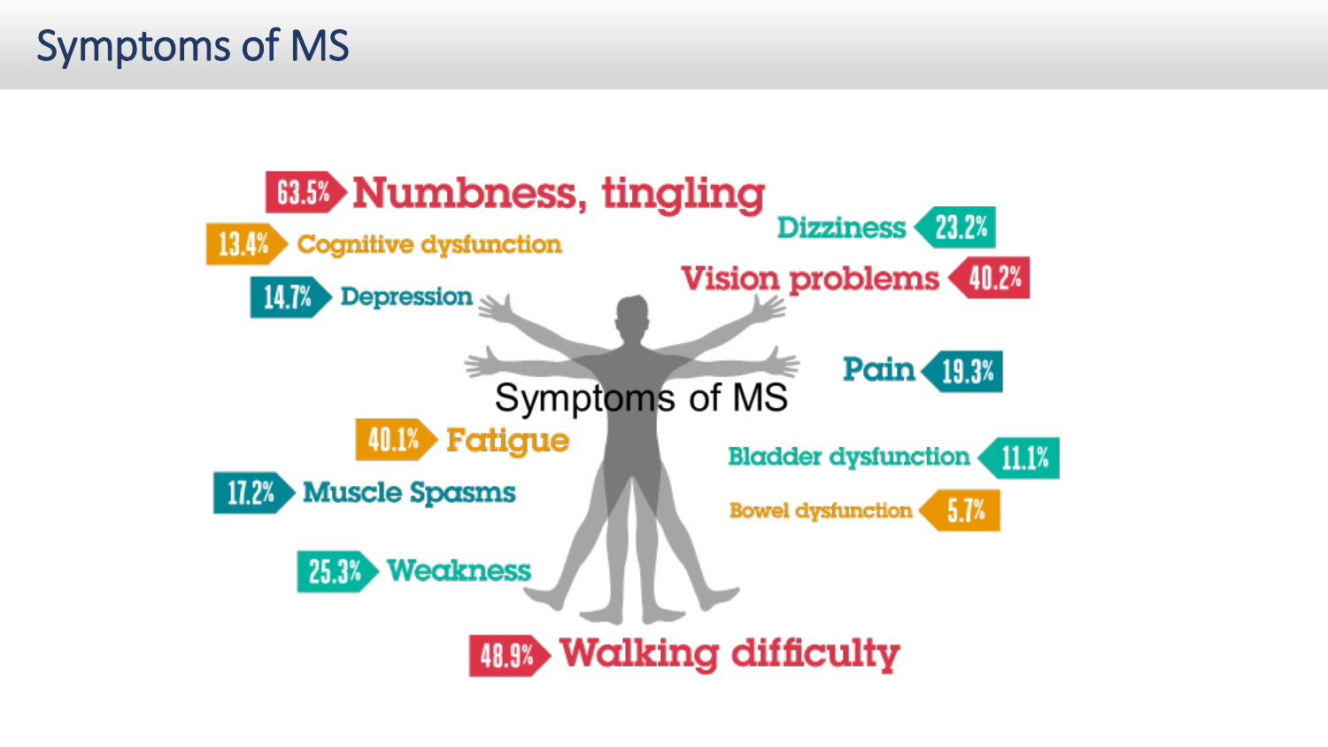# Symptoms of MS

Symptoms of MS

- 63.5% Numbness, tingling
- 13.4% Cognitive dysfunction
- 14.7% Depression
- 40.1% Fatigue
- 17.2% Muscle Spasms
- 25.3% Weakness
- 48.9% Walking difficulty
- Dizziness 23.2%
- Vision problems 40.2%
- Pain 19.3%
- Bladder dysfunction 11.1%
- Bowel dysfunction 5.7%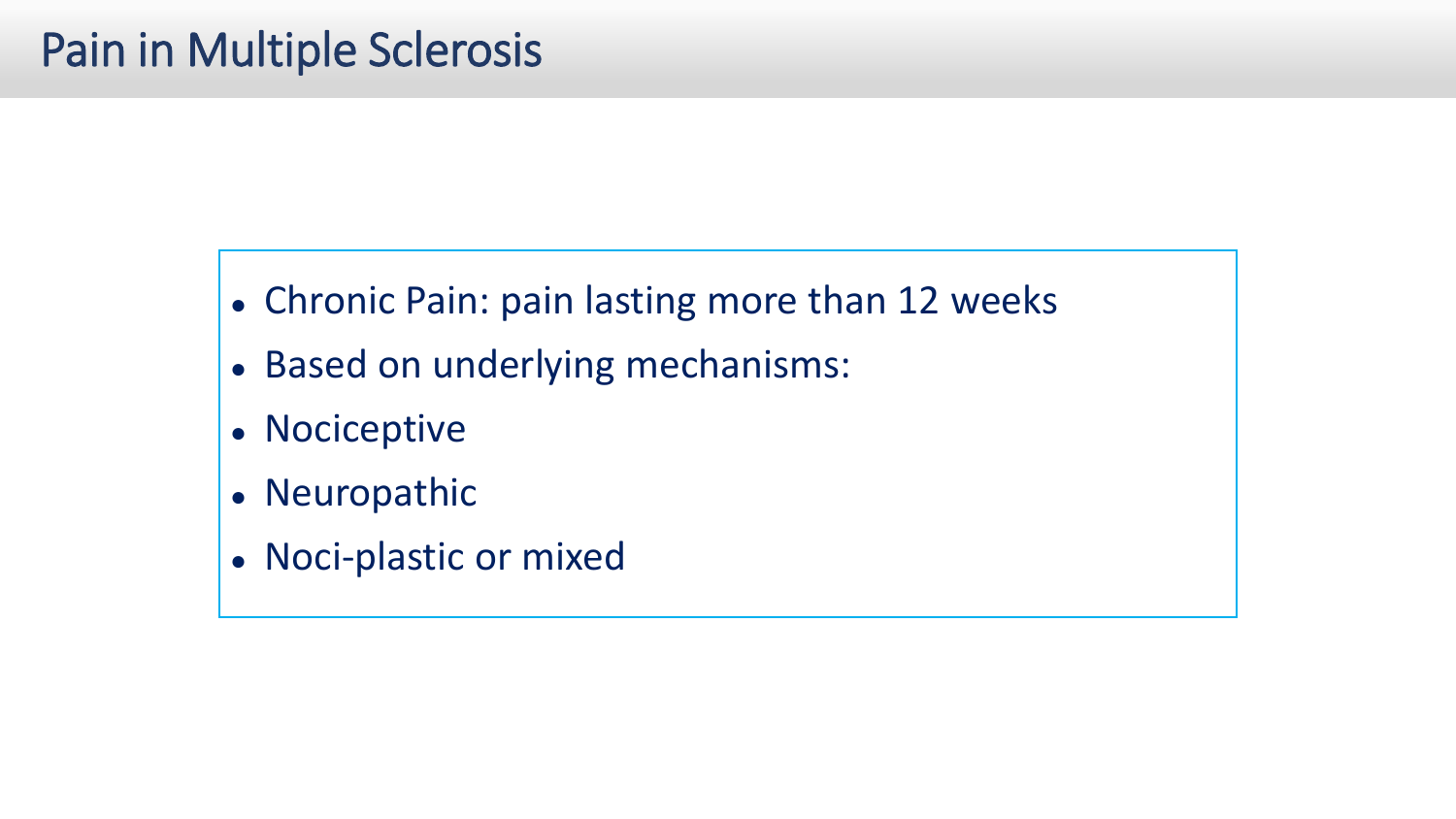# Pain in Multiple Sclerosis

- Chronic Pain: pain lasting more than 12 weeks
- Based on underlying mechanisms:
- Nociceptive
- Neuropathic
- Noci-plastic or mixed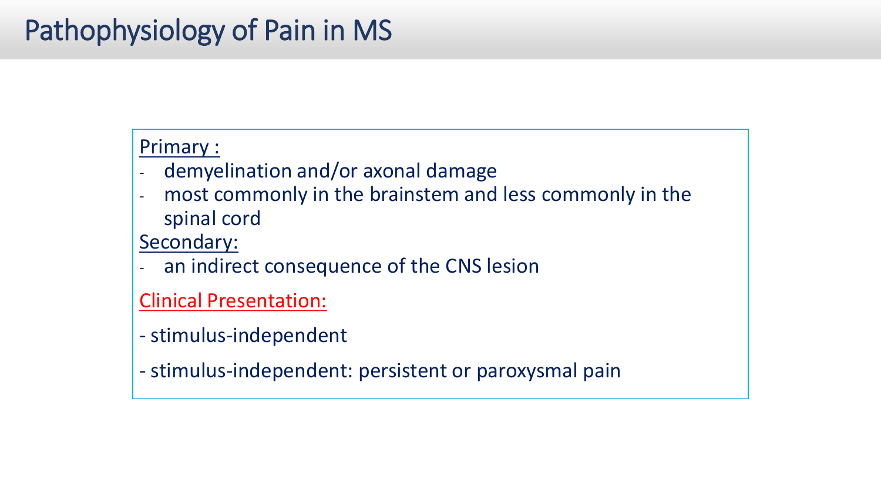# Pathophysiology of Pain in MS

Primary :

- demyelination and/or axonal damage
- most commonly in the brainstem and less commonly in the spinal cord

Secondary:

- an indirect consequence of the CNS lesion

Clinical Presentation:

- stimulus-independent
- stimulus-independent: persistent or paroxysmal pain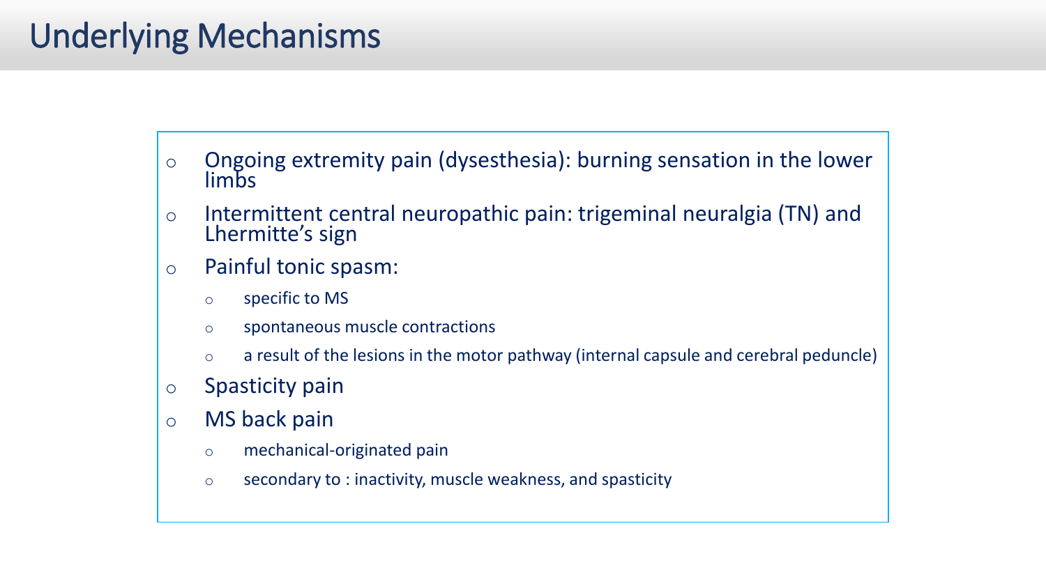# Underlying Mechanisms

- Ongoing extremity pain (dysesthesia): burning sensation in the lower limbs
- Intermittent central neuropathic pain: trigeminal neuralgia (TN) and Lhermitte's sign
- Painful tonic spasm:
  - specific to MS
  - spontaneous muscle contractions
  - a result of the lesions in the motor pathway (internal capsule and cerebral peduncle)
- Spasticity pain
- MS back pain
  - mechanical-originated pain
  - secondary to : inactivity, muscle weakness, and spasticity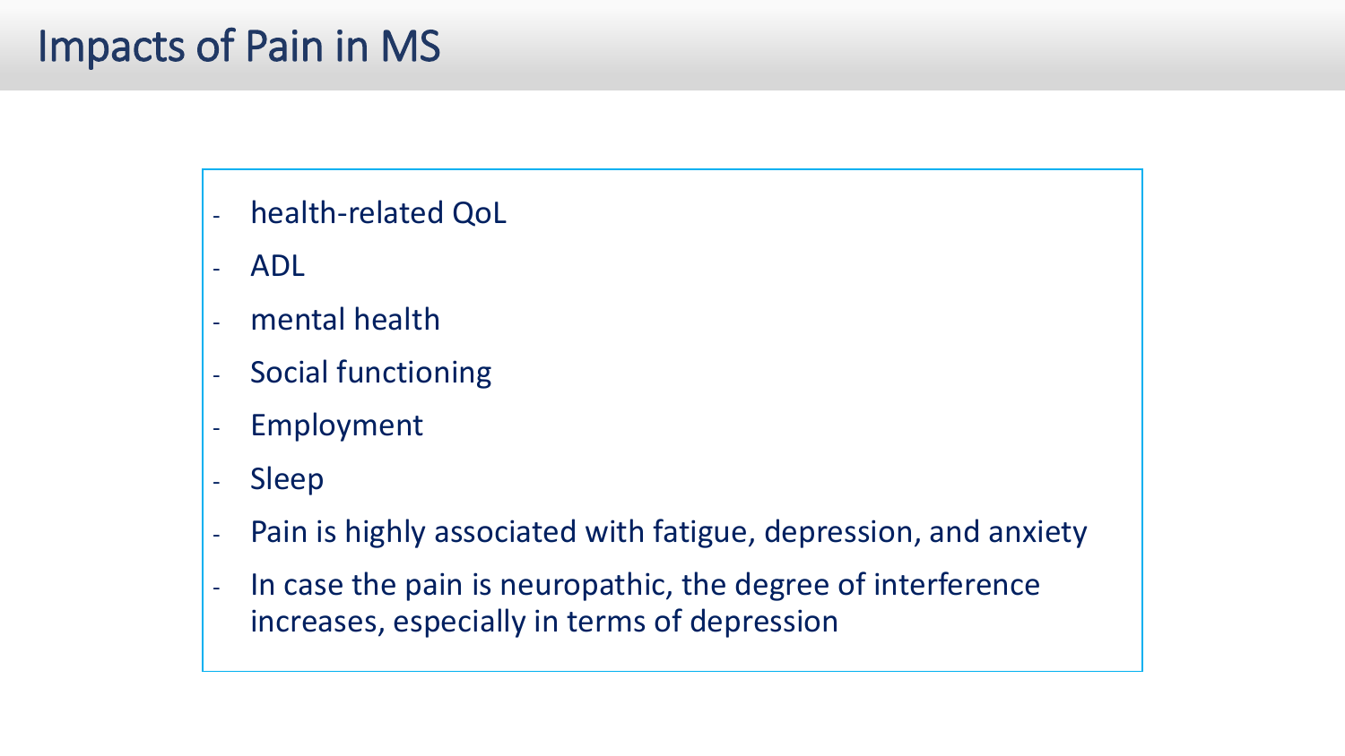# Impacts of Pain in MS

- health-related QoL
- ADL
- mental health
- Social functioning
- Employment
- Sleep
- Pain is highly associated with fatigue, depression, and anxiety
- In case the pain is neuropathic, the degree of interference increases, especially in terms of depression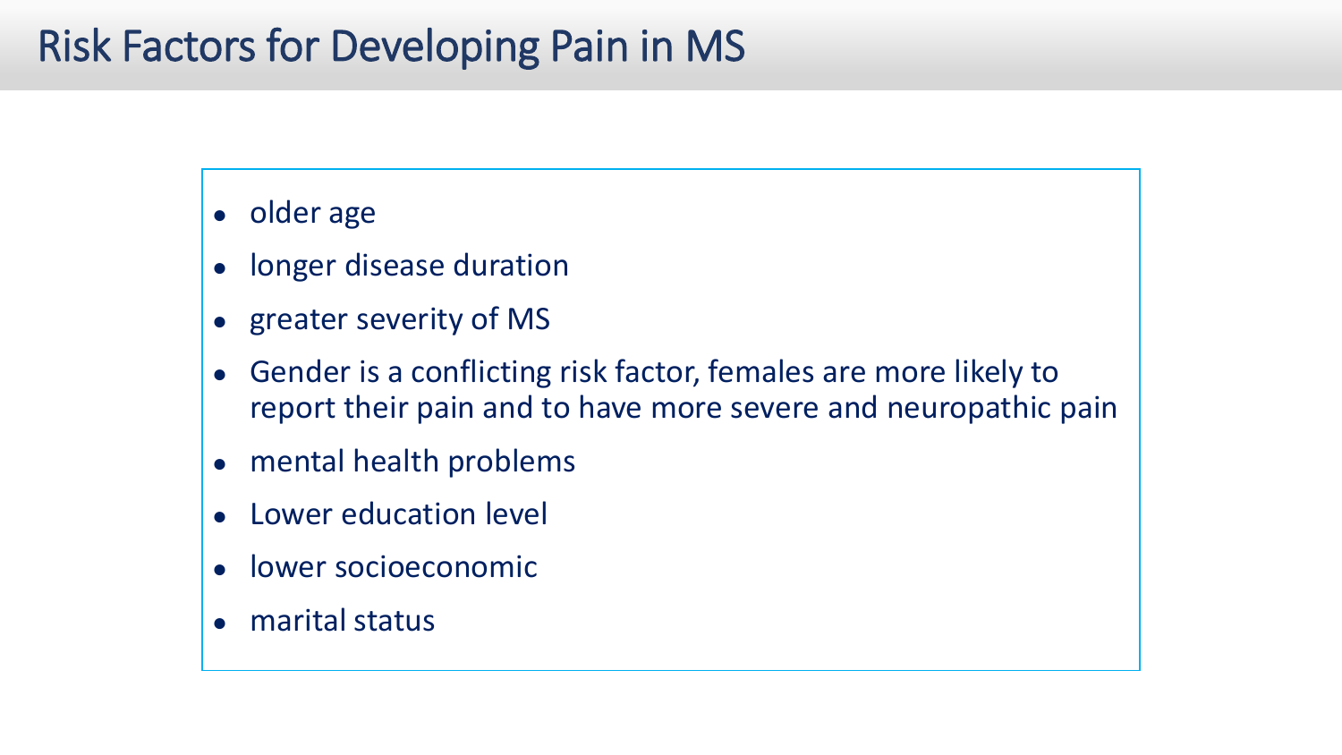# Risk Factors for Developing Pain in MS

- older age
- longer disease duration
- greater severity of MS
- Gender is a conflicting risk factor, females are more likely to report their pain and to have more severe and neuropathic pain
- mental health problems
- Lower education level
- lower socioeconomic
- marital status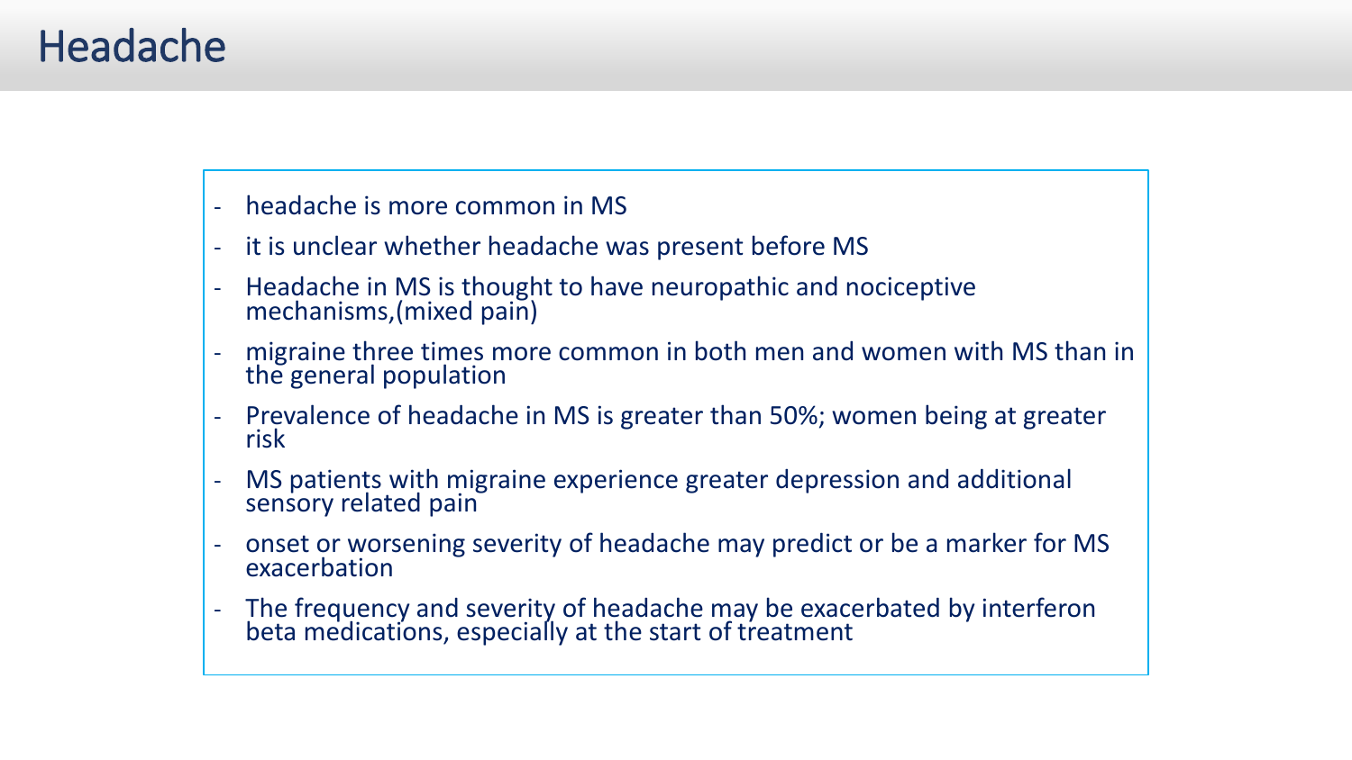# Headache

- headache is more common in MS
- it is unclear whether headache was present before MS
- Headache in MS is thought to have neuropathic and nociceptive mechanisms,(mixed pain)
- migraine three times more common in both men and women with MS than in the general population
- Prevalence of headache in MS is greater than 50%; women being at greater risk
- MS patients with migraine experience greater depression and additional sensory related pain
- onset or worsening severity of headache may predict or be a marker for MS exacerbation
- The frequency and severity of headache may be exacerbated by interferon beta medications, especially at the start of treatment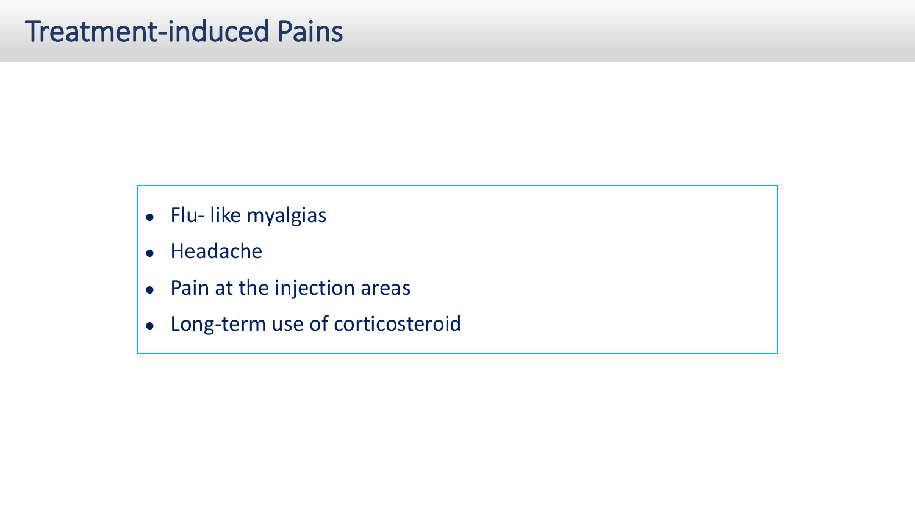# Treatment-induced Pains

- Flu- like myalgias
- Headache
- Pain at the injection areas
- Long-term use of corticosteroid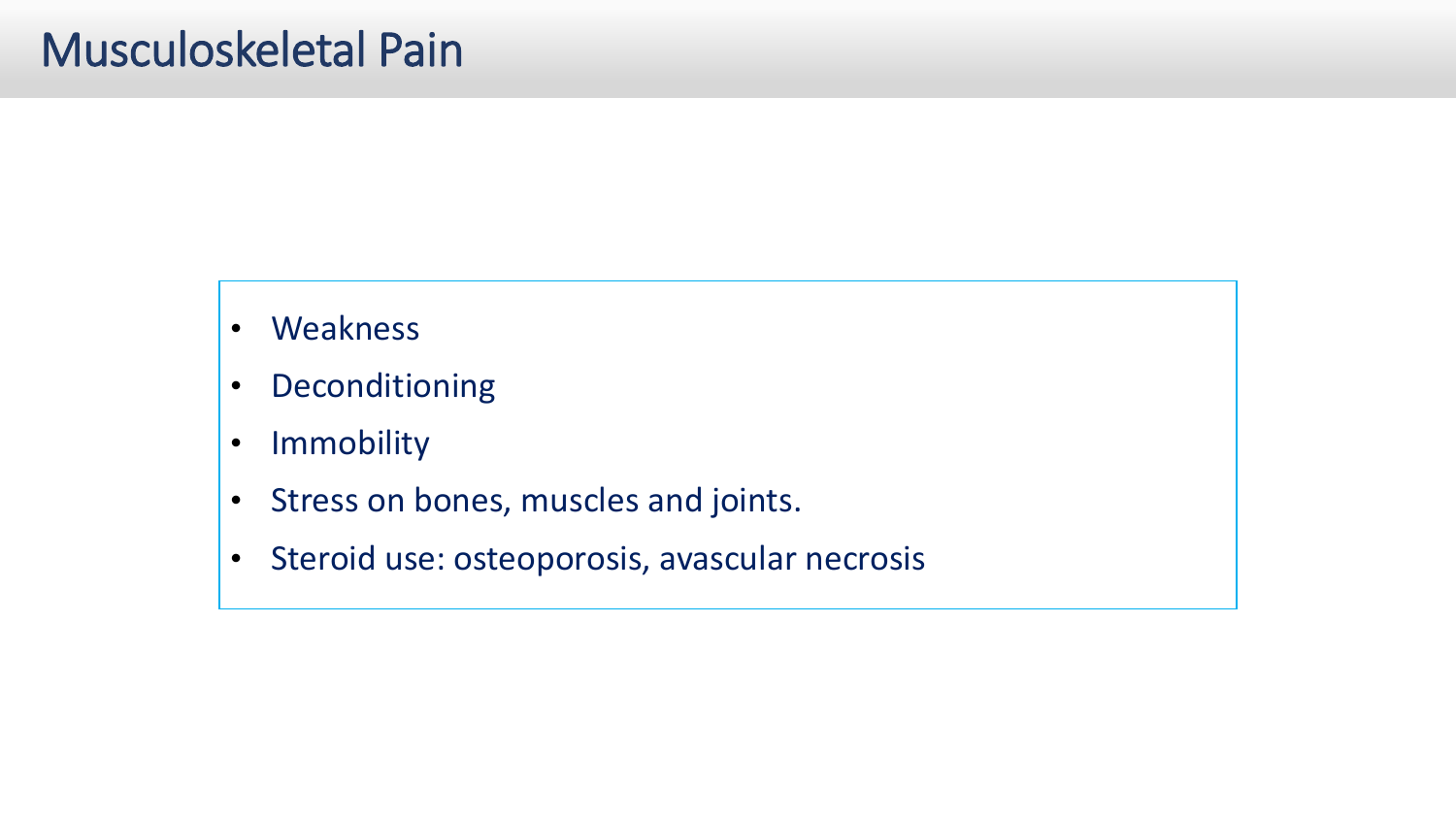# Musculoskeletal Pain

- Weakness
- Deconditioning
- Immobility
- Stress on bones, muscles and joints.
- Steroid use: osteoporosis, avascular necrosis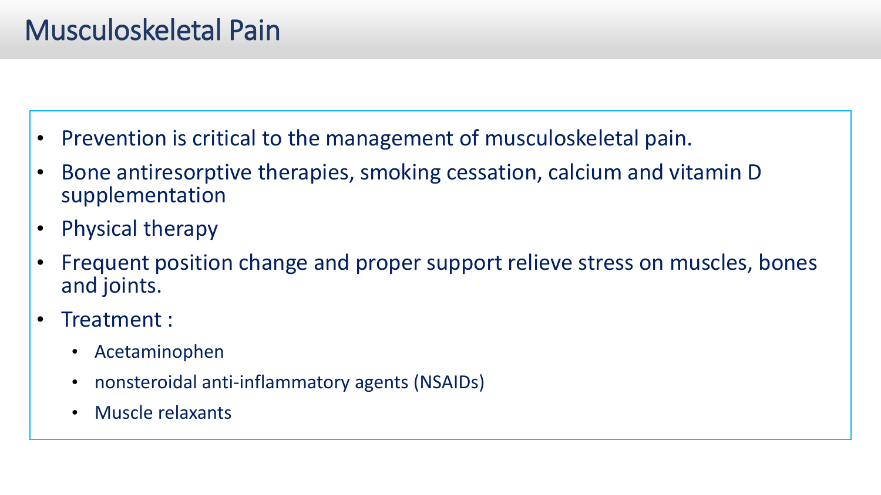# Musculoskeletal Pain

- Prevention is critical to the management of musculoskeletal pain.
- Bone antiresorptive therapies, smoking cessation, calcium and vitamin D supplementation
- Physical therapy
- Frequent position change and proper support relieve stress on muscles, bones and joints.
- Treatment :
  - Acetaminophen
  - nonsteroidal anti-inflammatory agents (NSAIDs)
  - Muscle relaxants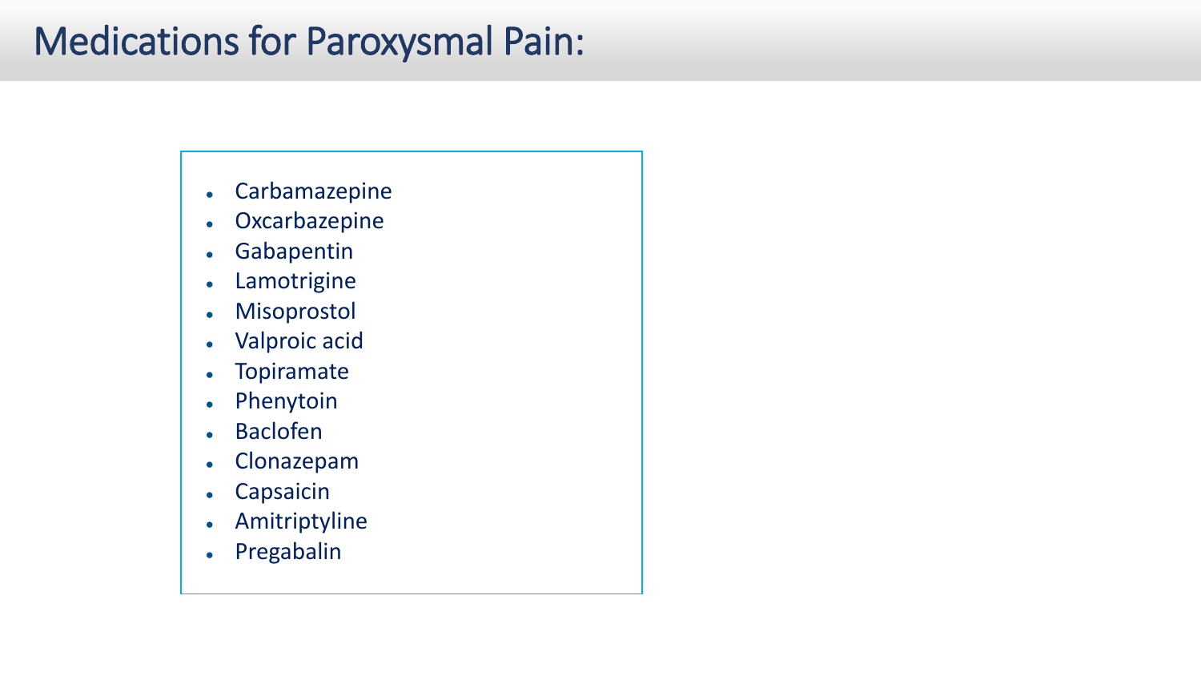# Medications for Paroxysmal Pain:

- Carbamazepine
- Oxcarbazepine
- Gabapentin
- Lamotrigine
- Misoprostol
- Valproic acid
- Topiramate
- Phenytoin
- Baclofen
- Clonazepam
- Capsaicin
- Amitriptyline
- Pregabalin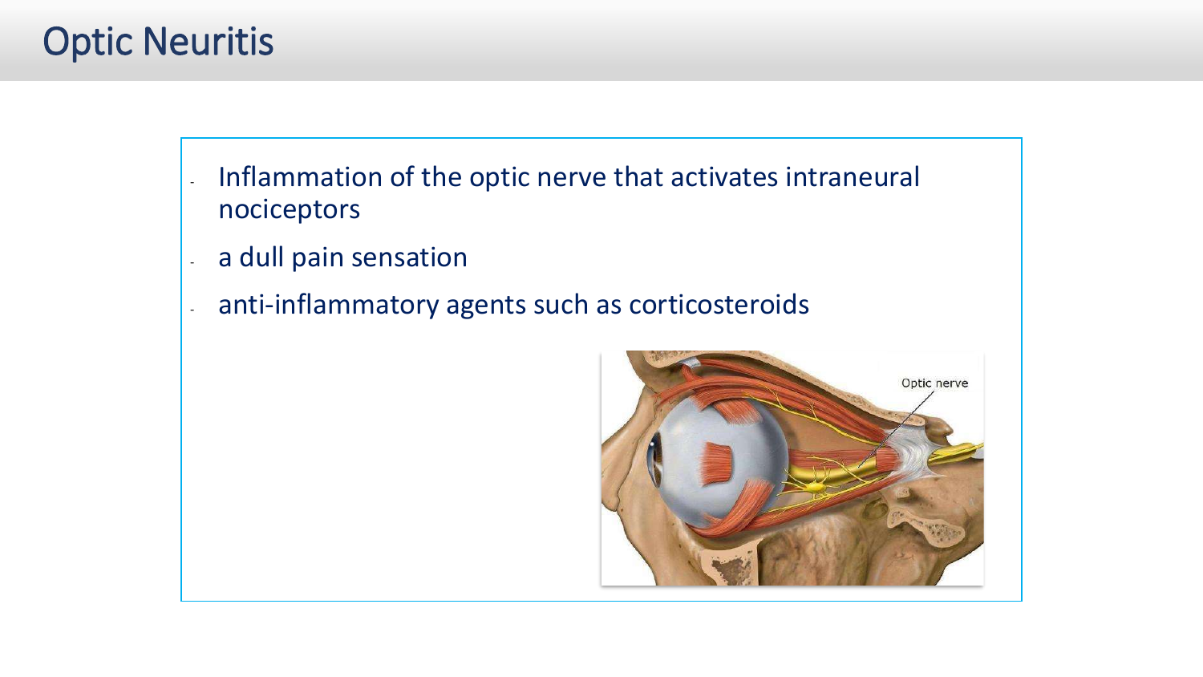# Optic Neuritis

- Inflammation of the optic nerve that activates intraneural nociceptors
- a dull pain sensation
- anti-inflammatory agents such as corticosteroids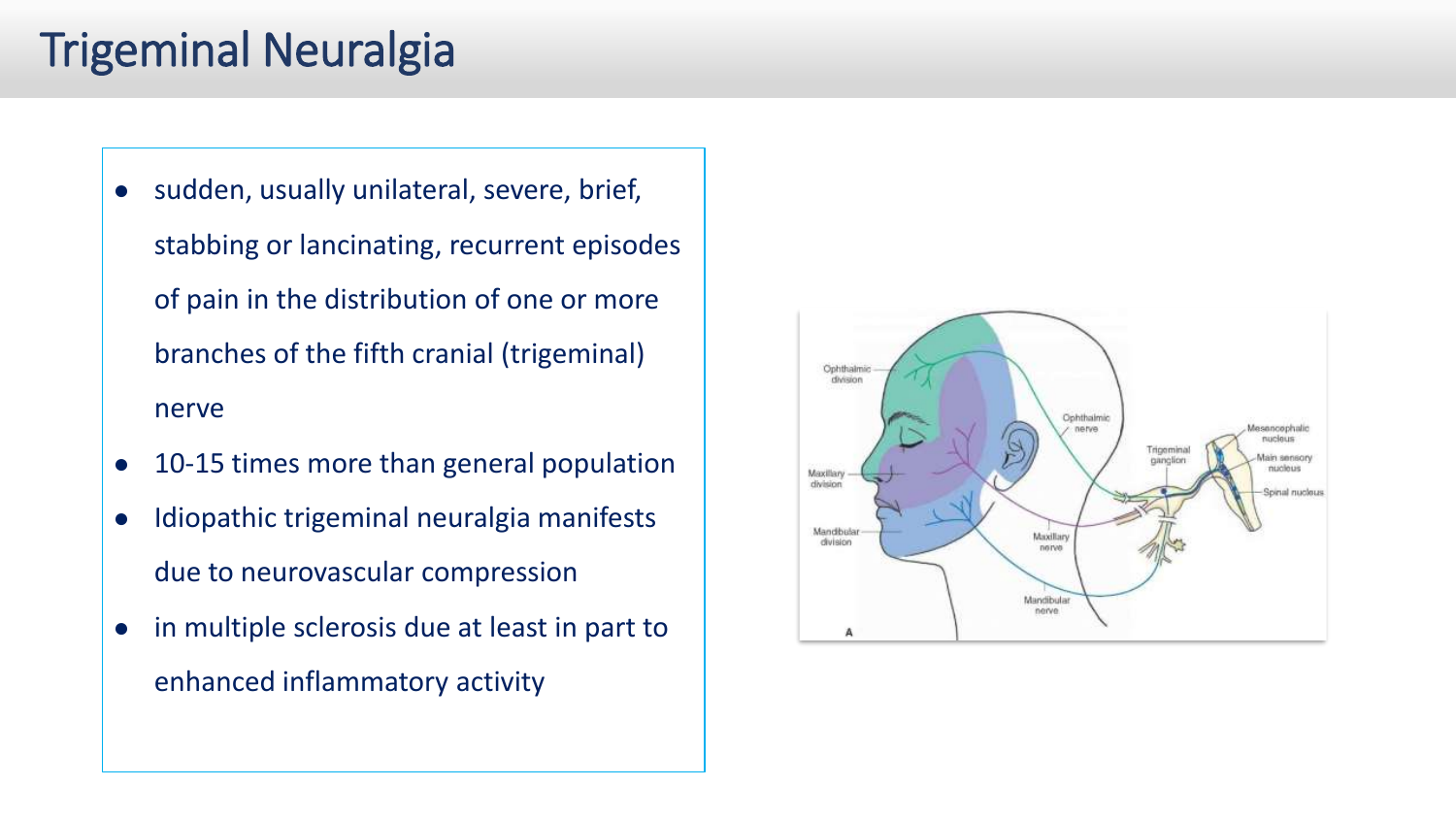# Trigeminal Neuralgia

- sudden, usually unilateral, severe, brief, stabbing or lancinating, recurrent episodes of pain in the distribution of one or more branches of the fifth cranial (trigeminal) nerve
- 10-15 times more than general population
- Idiopathic trigeminal neuralgia manifests due to neurovascular compression
- in multiple sclerosis due at least in part to enhanced inflammatory activity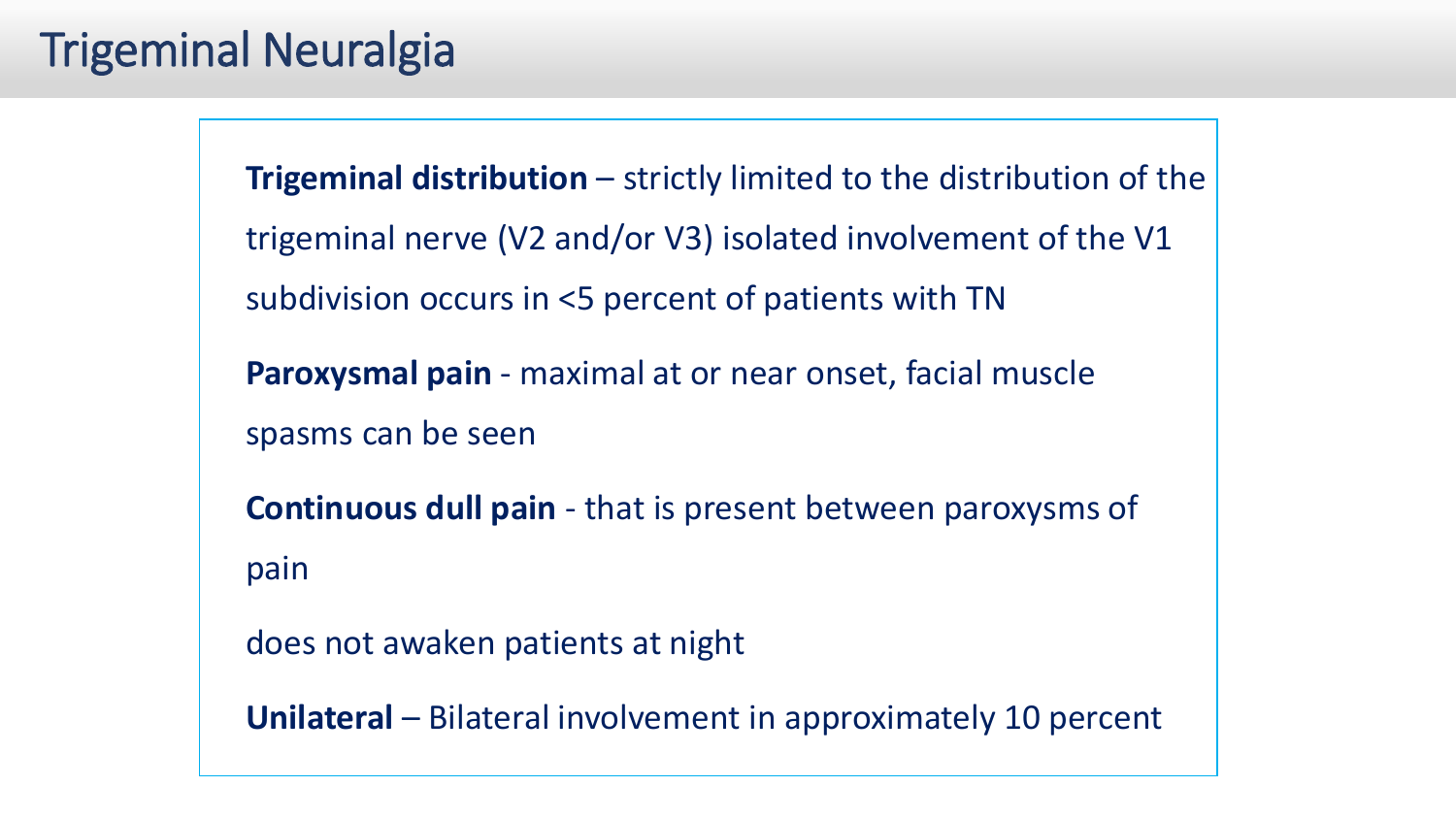# Trigeminal Neuralgia

**Trigeminal distribution** – strictly limited to the distribution of the trigeminal nerve (V2 and/or V3) isolated involvement of the V1 subdivision occurs in <5 percent of patients with TN

**Paroxysmal pain** - maximal at or near onset, facial muscle spasms can be seen

**Continuous dull pain** - that is present between paroxysms of pain

does not awaken patients at night

**Unilateral** – Bilateral involvement in approximately 10 percent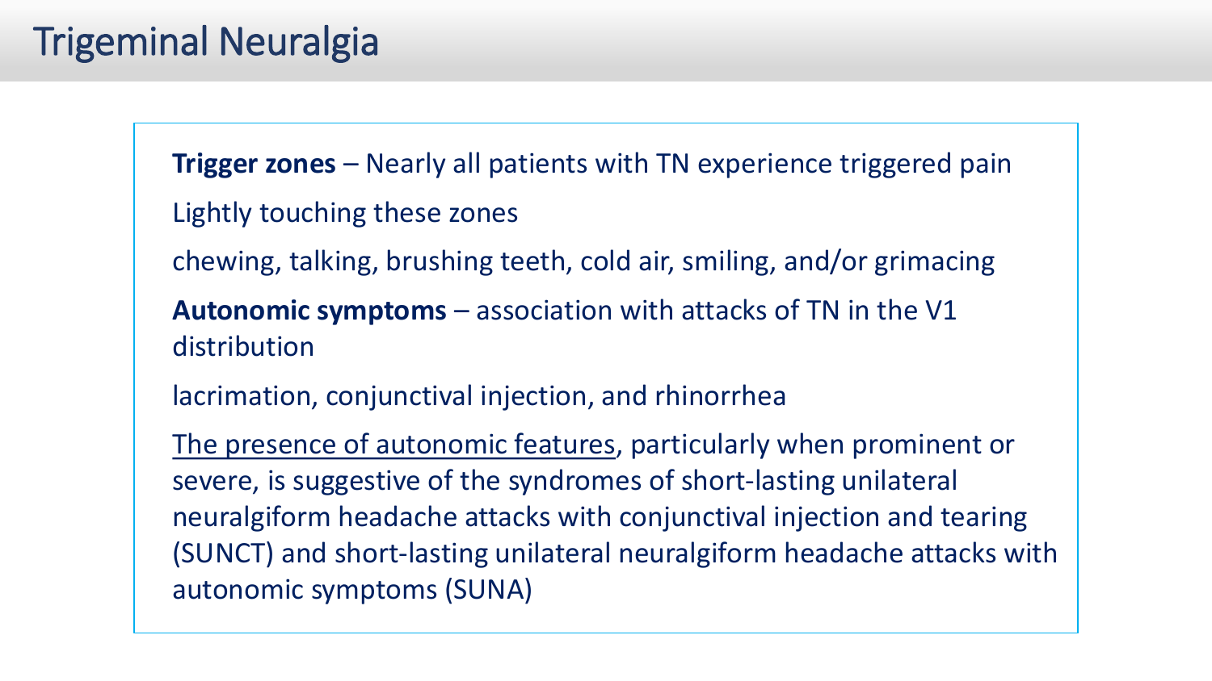# Trigeminal Neuralgia

**Trigger zones** – Nearly all patients with TN experience triggered pain

Lightly touching these zones

chewing, talking, brushing teeth, cold air, smiling, and/or grimacing

**Autonomic symptoms** – association with attacks of TN in the V1 distribution

lacrimation, conjunctival injection, and rhinorrhea

<u>The presence of autonomic features</u>, particularly when prominent or severe, is suggestive of the syndromes of short-lasting unilateral neuralgiform headache attacks with conjunctival injection and tearing (SUNCT) and short-lasting unilateral neuralgiform headache attacks with autonomic symptoms (SUNA)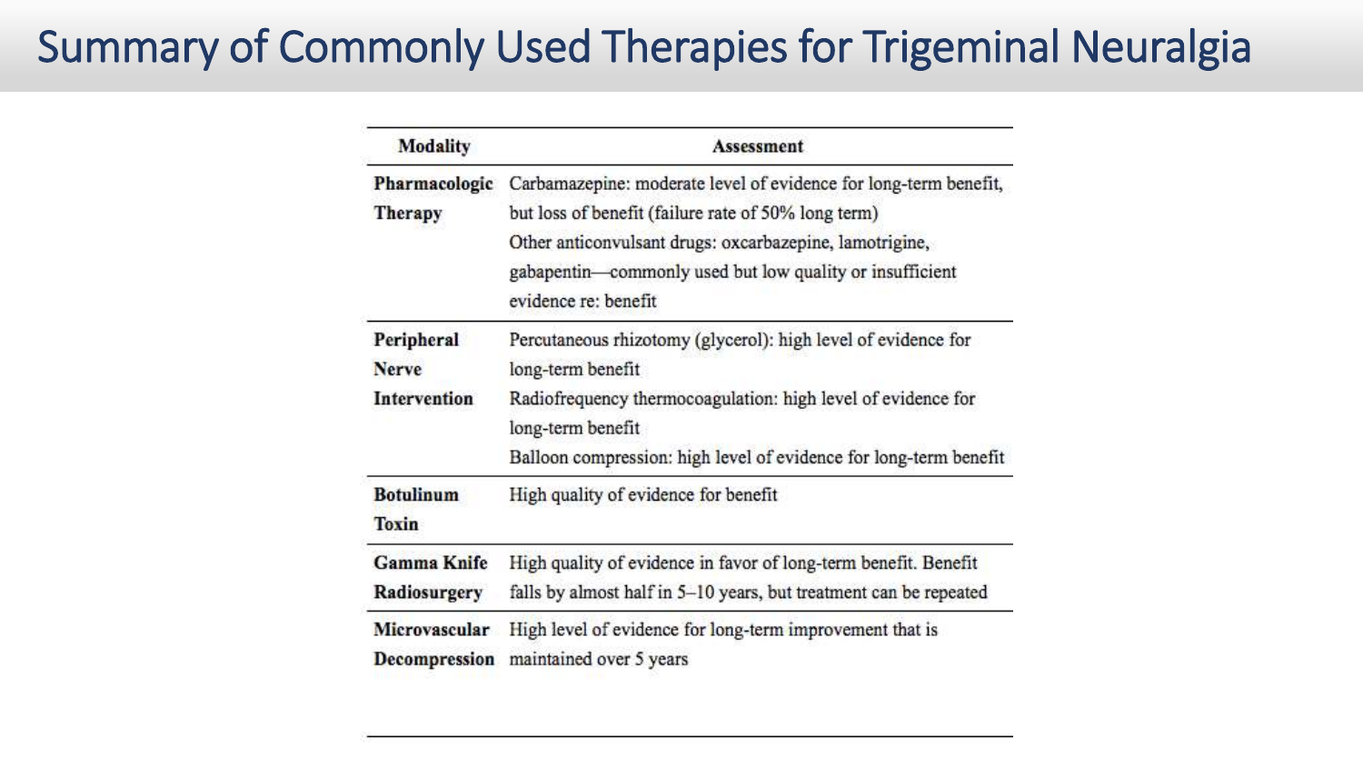# Summary of Commonly Used Therapies for Trigeminal Neuralgia

| Modality | Assessment |
|---|---|
| **Pharmacologic Therapy** | Carbamazepine: moderate level of evidence for long-term benefit, but loss of benefit (failure rate of 50% long term)<br>Other anticonvulsant drugs: oxcarbazepine, lamotrigine, gabapentin—commonly used but low quality or insufficient evidence re: benefit |
| **Peripheral Nerve Intervention** | Percutaneous rhizotomy (glycerol): high level of evidence for long-term benefit<br>Radiofrequency thermocoagulation: high level of evidence for long-term benefit<br>Balloon compression: high level of evidence for long-term benefit |
| **Botulinum Toxin** | High quality of evidence for benefit |
| **Gamma Knife Radiosurgery** | High quality of evidence in favor of long-term benefit. Benefit falls by almost half in 5–10 years, but treatment can be repeated |
| **Microvascular Decompression** | High level of evidence for long-term improvement that is maintained over 5 years |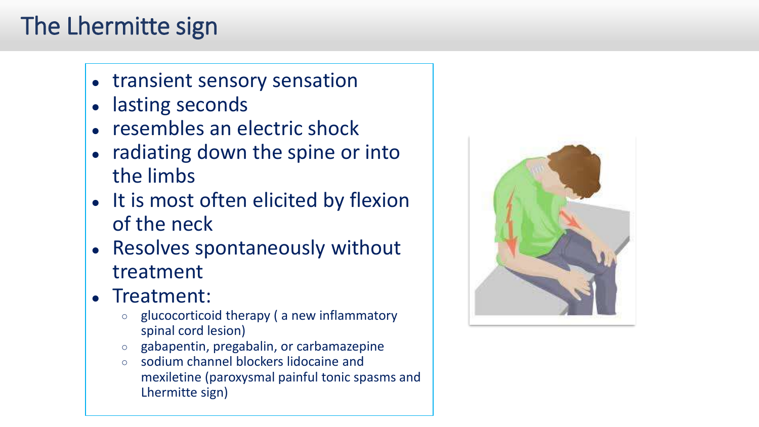# The Lhermitte sign

- transient sensory sensation
- lasting seconds
- resembles an electric shock
- radiating down the spine or into the limbs
- It is most often elicited by flexion of the neck
- Resolves spontaneously without treatment
- Treatment:
  - glucocorticoid therapy ( a new inflammatory spinal cord lesion)
  - gabapentin, pregabalin, or carbamazepine
  - sodium channel blockers lidocaine and mexiletine (paroxysmal painful tonic spasms and Lhermitte sign)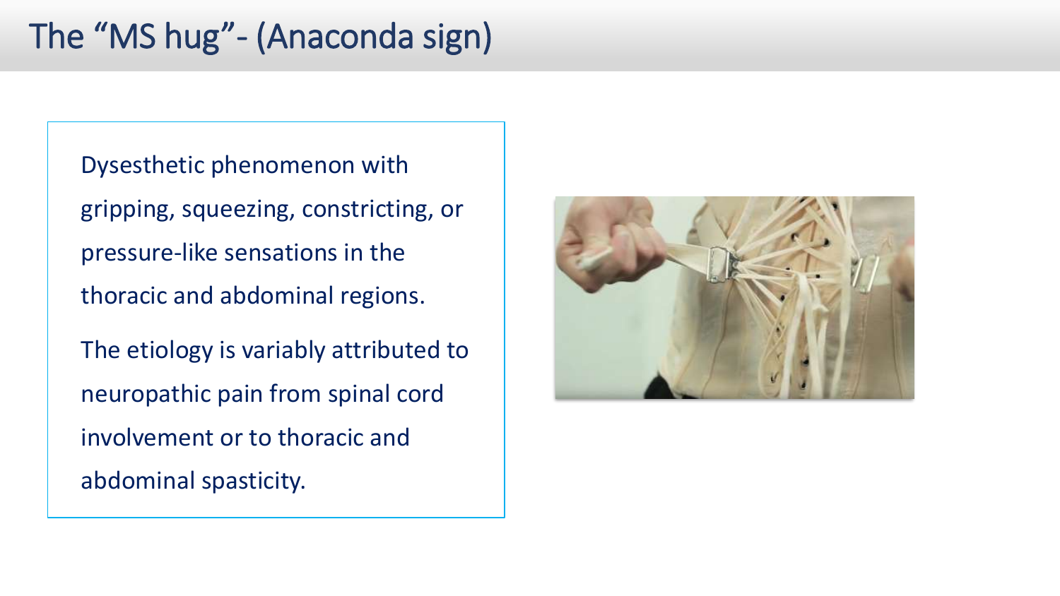# The “MS hug”- (Anaconda sign)

Dysesthetic phenomenon with gripping, squeezing, constricting, or pressure-like sensations in the thoracic and abdominal regions.

The etiology is variably attributed to neuropathic pain from spinal cord involvement or to thoracic and abdominal spasticity.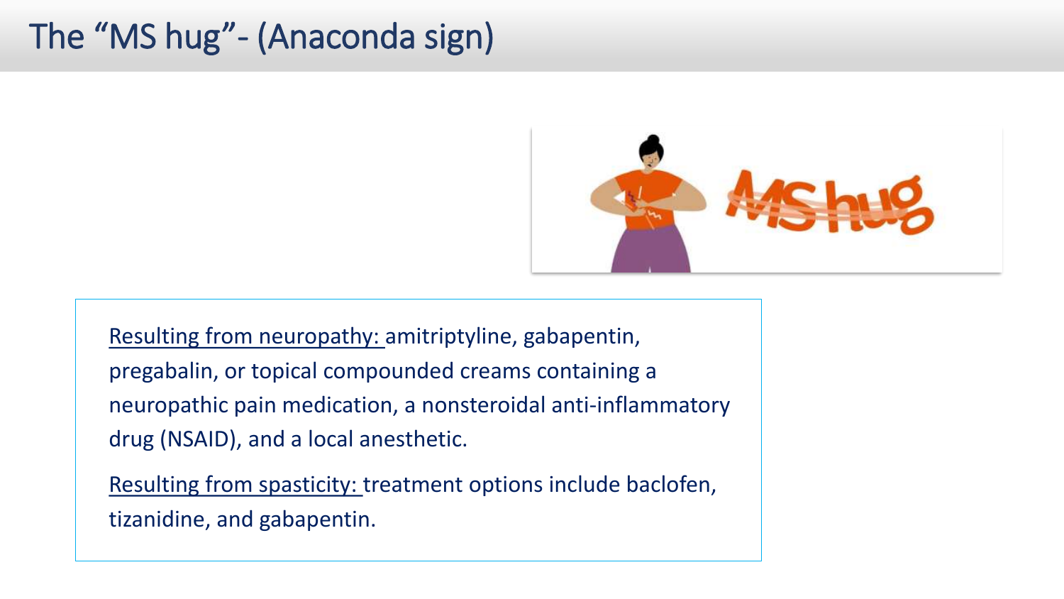# The "MS hug"- (Anaconda sign)

Resulting from neuropathy: amitriptyline, gabapentin, pregabalin, or topical compounded creams containing a neuropathic pain medication, a nonsteroidal anti-inflammatory drug (NSAID), and a local anesthetic.

Resulting from spasticity: treatment options include baclofen, tizanidine, and gabapentin.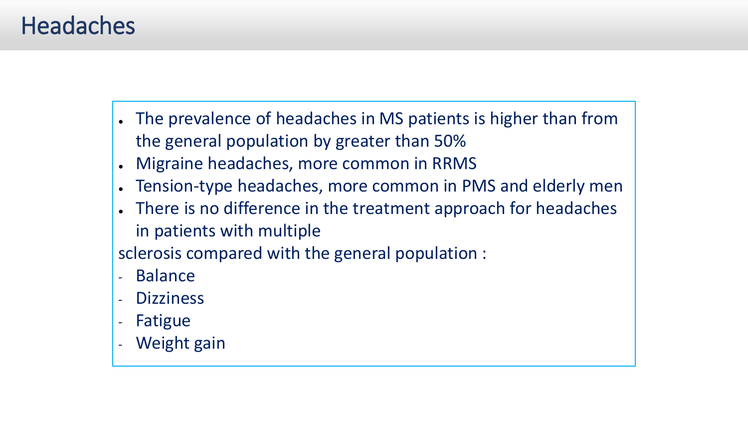# Headaches

- The prevalence of headaches in MS patients is higher than from the general population by greater than 50%
- Migraine headaches, more common in RRMS
- Tension-type headaches, more common in PMS and elderly men
- There is no difference in the treatment approach for headaches in patients with multiple

sclerosis compared with the general population :

- Balance
- Dizziness
- Fatigue
- Weight gain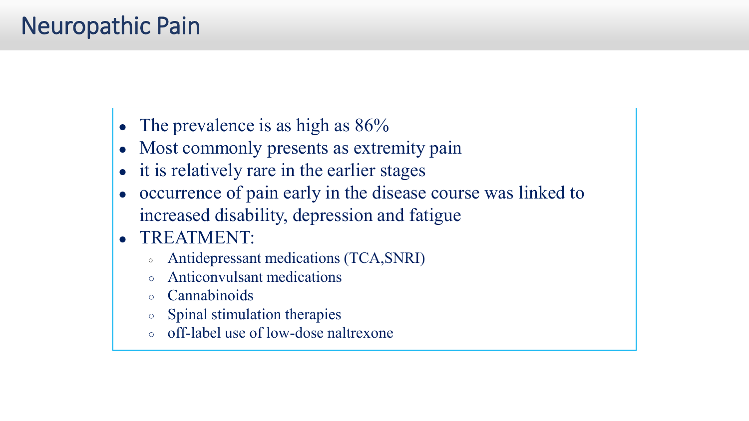# Neuropathic Pain

- The prevalence is as high as 86%
- Most commonly presents as extremity pain
- it is relatively rare in the earlier stages
- occurrence of pain early in the disease course was linked to increased disability, depression and fatigue
- TREATMENT:
  - Antidepressant medications (TCA,SNRI)
  - Anticonvulsant medications
  - Cannabinoids
  - Spinal stimulation therapies
  - off-label use of low-dose naltrexone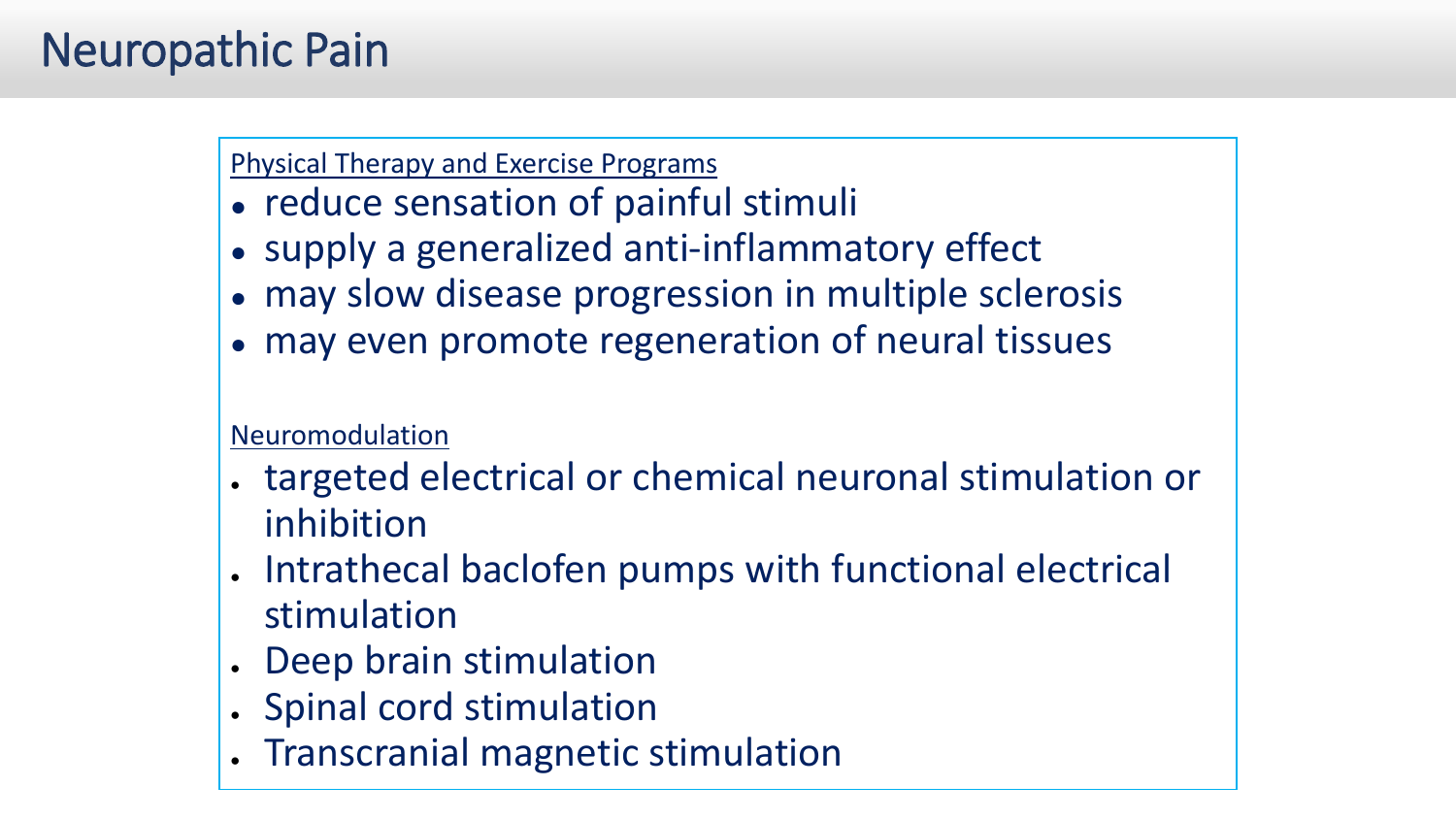# Neuropathic Pain

Physical Therapy and Exercise Programs

- reduce sensation of painful stimuli
- supply a generalized anti-inflammatory effect
- may slow disease progression in multiple sclerosis
- may even promote regeneration of neural tissues

Neuromodulation

- targeted electrical or chemical neuronal stimulation or inhibition
- Intrathecal baclofen pumps with functional electrical stimulation
- Deep brain stimulation
- Spinal cord stimulation
- Transcranial magnetic stimulation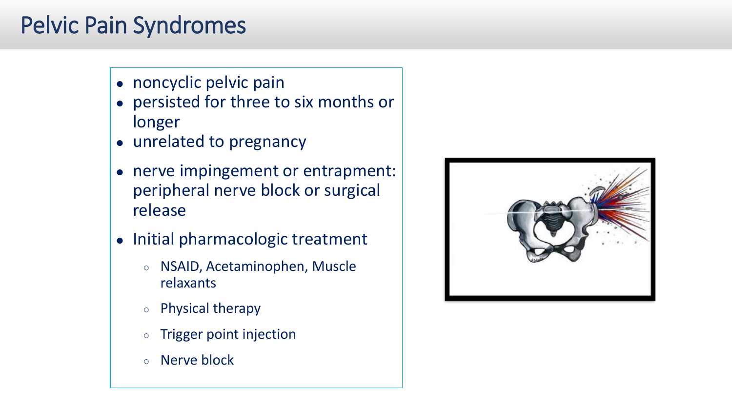# Pelvic Pain Syndromes

- noncyclic pelvic pain
- persisted for three to six months or longer
- unrelated to pregnancy
- nerve impingement or entrapment: peripheral nerve block or surgical release
- Initial pharmacologic treatment
  - NSAID, Acetaminophen, Muscle relaxants
  - Physical therapy
  - Trigger point injection
  - Nerve block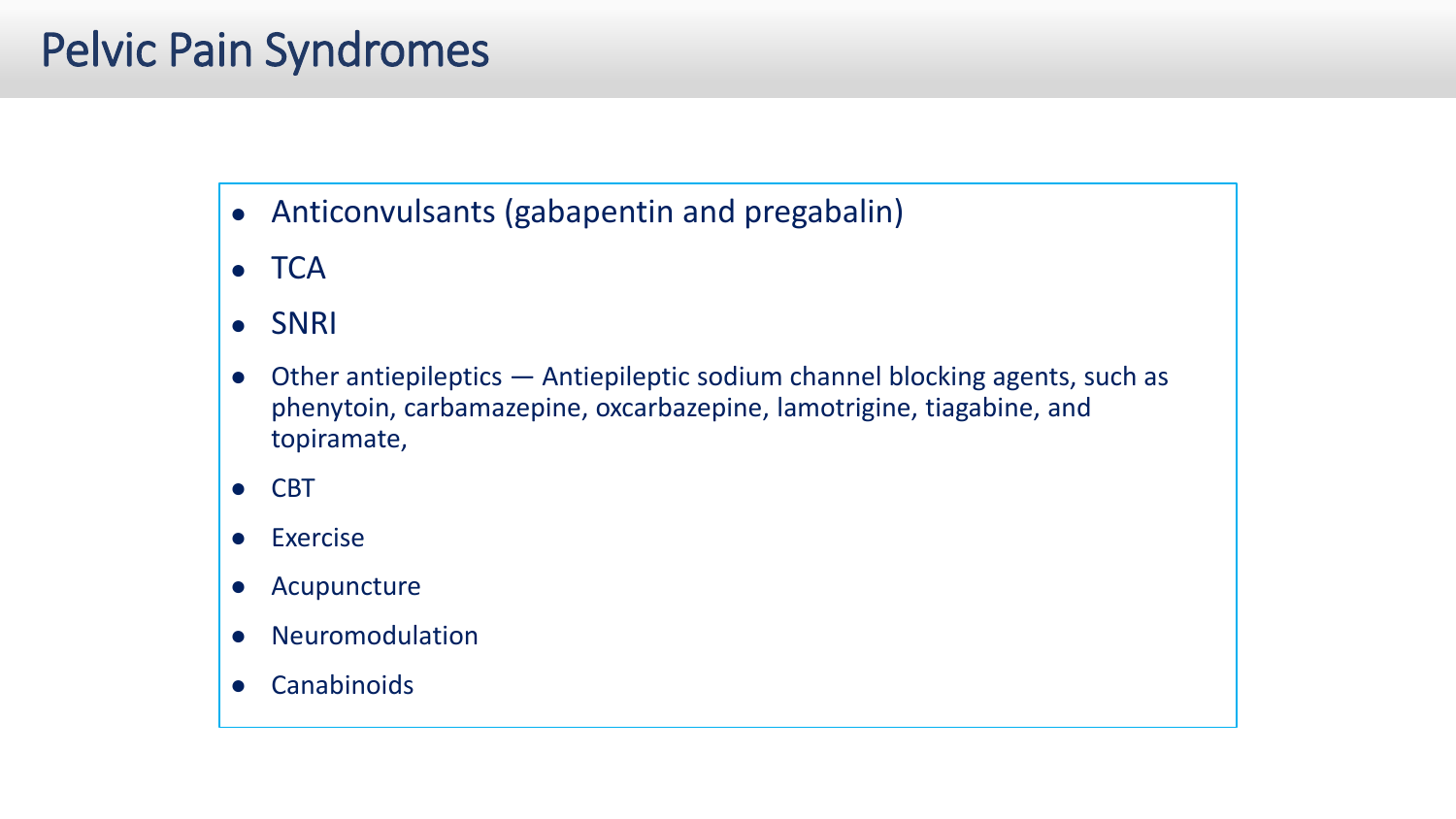# Pelvic Pain Syndromes

- Anticonvulsants (gabapentin and pregabalin)
- TCA
- SNRI
- Other antiepileptics — Antiepileptic sodium channel blocking agents, such as phenytoin, carbamazepine, oxcarbazepine, lamotrigine, tiagabine, and topiramate,
- CBT
- Exercise
- Acupuncture
- Neuromodulation
- Canabinoids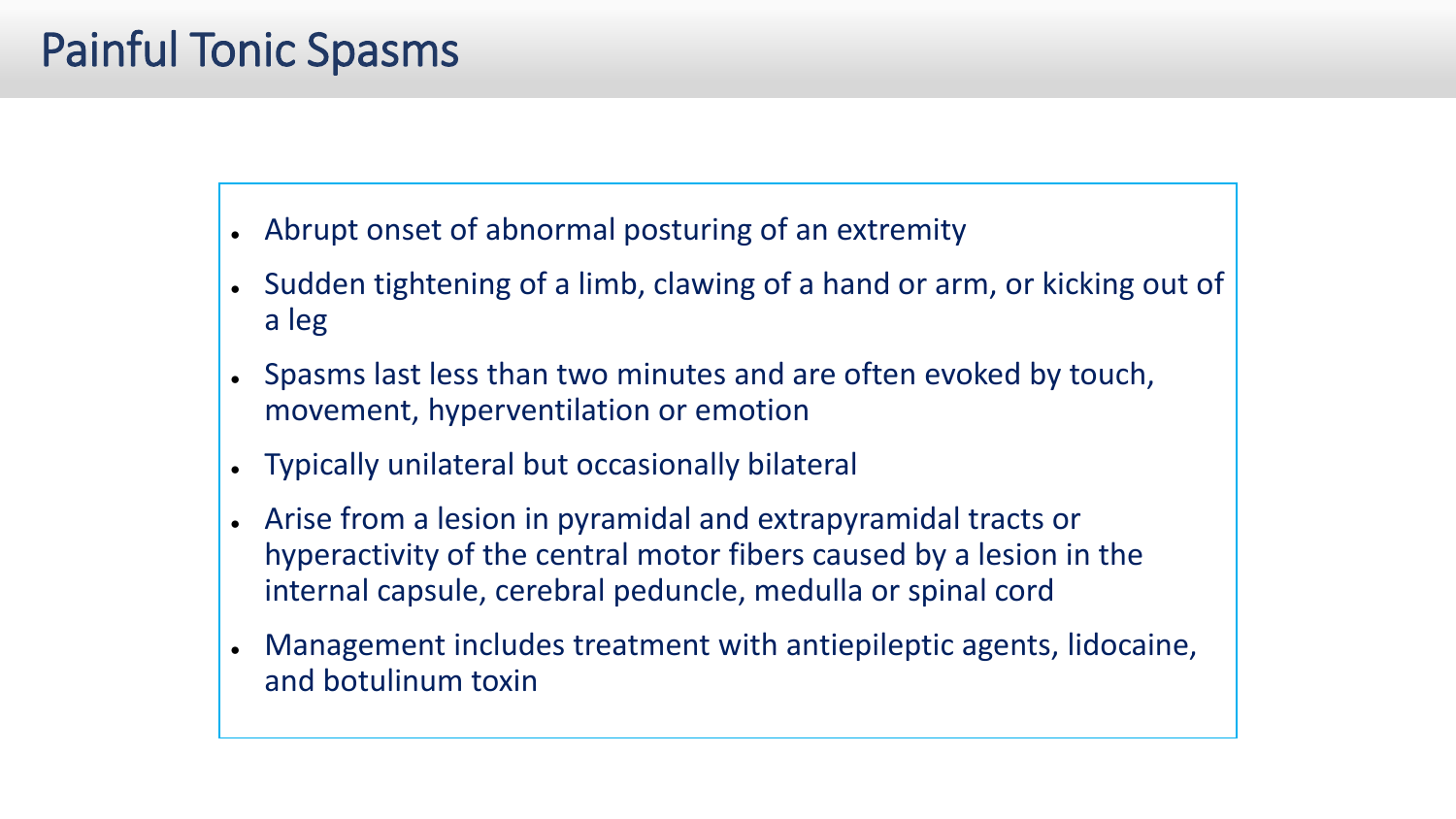# Painful Tonic Spasms

- Abrupt onset of abnormal posturing of an extremity
- Sudden tightening of a limb, clawing of a hand or arm, or kicking out of a leg
- Spasms last less than two minutes and are often evoked by touch, movement, hyperventilation or emotion
- Typically unilateral but occasionally bilateral
- Arise from a lesion in pyramidal and extrapyramidal tracts or hyperactivity of the central motor fibers caused by a lesion in the internal capsule, cerebral peduncle, medulla or spinal cord
- Management includes treatment with antiepileptic agents, lidocaine, and botulinum toxin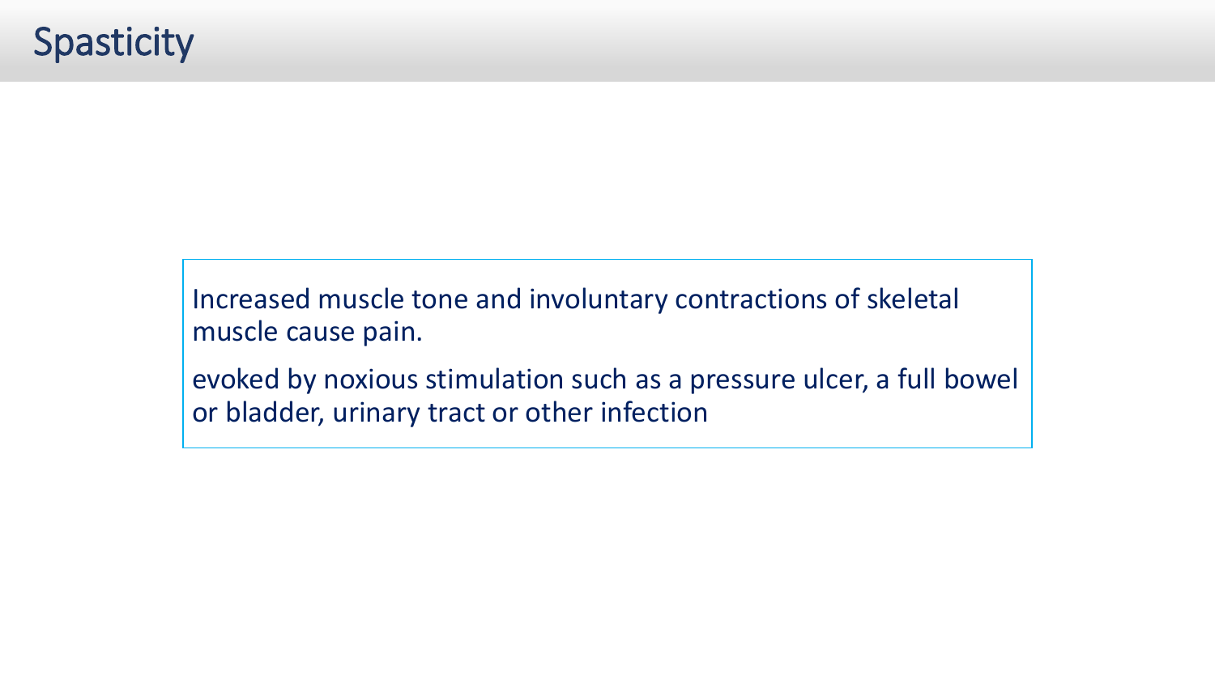# Spasticity

Increased muscle tone and involuntary contractions of skeletal muscle cause pain.

evoked by noxious stimulation such as a pressure ulcer, a full bowel or bladder, urinary tract or other infection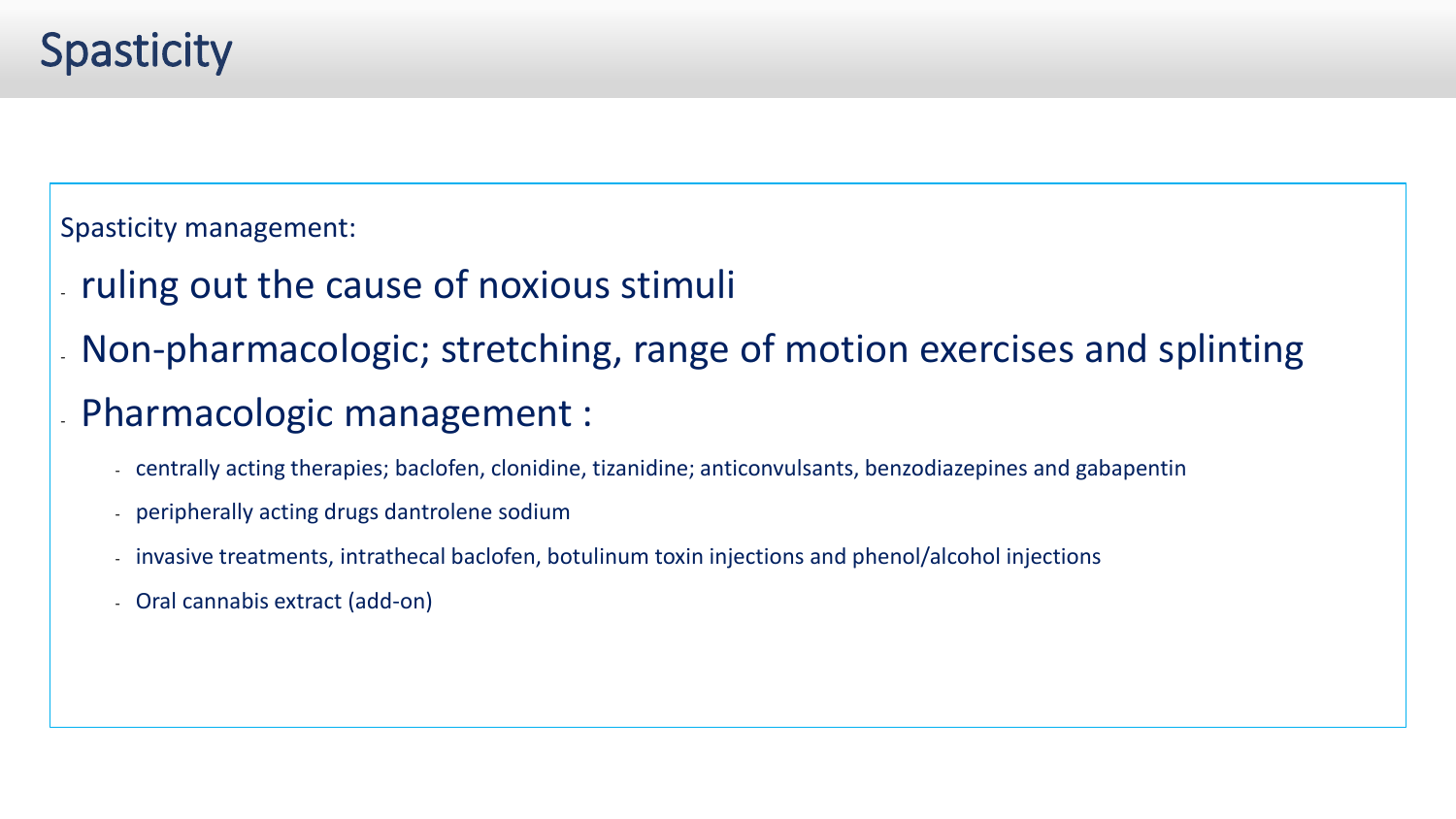# Spasticity

Spasticity management:

- ruling out the cause of noxious stimuli
- Non-pharmacologic; stretching, range of motion exercises and splinting
- Pharmacologic management :
  - centrally acting therapies; baclofen, clonidine, tizanidine; anticonvulsants, benzodiazepines and gabapentin
  - peripherally acting drugs dantrolene sodium
  - invasive treatments, intrathecal baclofen, botulinum toxin injections and phenol/alcohol injections
  - Oral cannabis extract (add-on)